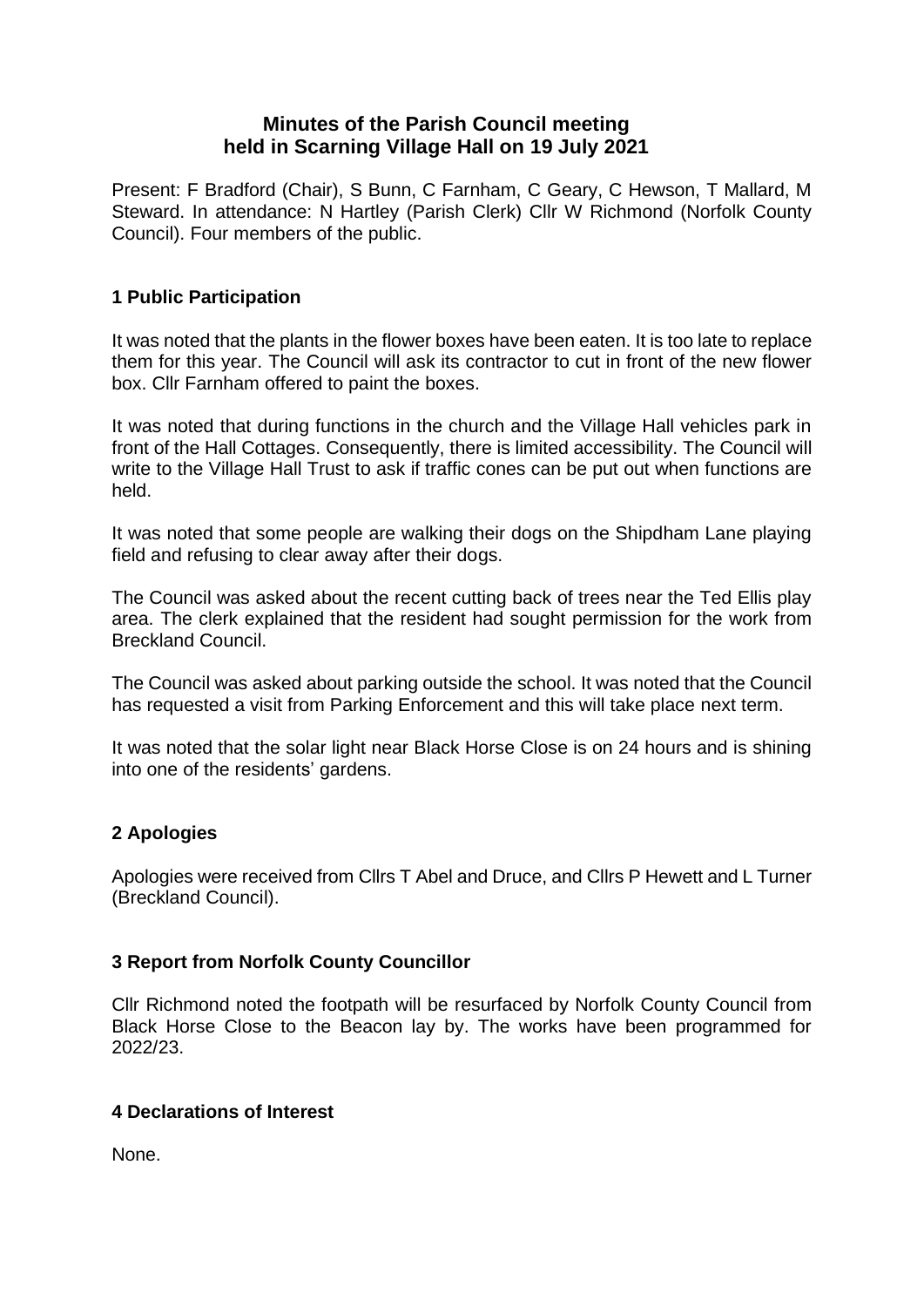# Minutes of the Parish Council meeting held in Scarning Village Hall on 19 July 2021

Present: F Bradford (Chair), S Bunn, C Farnham, C Geary, C Hewson, T Mallard, M Steward. In attendance: N Hartley (Parish Clerk) Cllr W Richmond (Norfolk County Council). Four members of the public.

## 1 Public Participation

It was noted that the plants in the flower boxes have been eaten. It is too late to replace them for this year. The Council will ask its contractor to cut in front of the new flower box. Cllr Farnham offered to paint the boxes.

It was noted that during functions in the church and the Village Hall vehicles park in front of the Hall Cottages. Consequently, there is limited accessibility. The Council will write to the Village Hall Trust to ask if traffic cones can be put out when functions are held.

It was noted that some people are walking their dogs on the Shipdham Lane playing field and refusing to clear away after their dogs.

The Council was asked about the recent cutting back of trees near the Ted Ellis play area. The clerk explained that the resident had sought permission for the work from Breckland Council.

The Council was asked about parking outside the school. It was noted that the Council has requested a visit from Parking Enforcement and this will take place next term.

It was noted that the solar light near Black Horse Close is on 24 hours and is shining into one of the residents' gardens.

## 2 Apologies

Apologies were received from Cllrs T Abel and Druce, and Cllrs P Hewett and L Turner (Breckland Council).

## 3 Report from Norfolk County Councillor

Cllr Richmond noted the footpath will be resurfaced by Norfolk County Council from Black Horse Close to the Beacon lay by. The works have been programmed for 2022/23.

## 4 Declarations of Interest

None.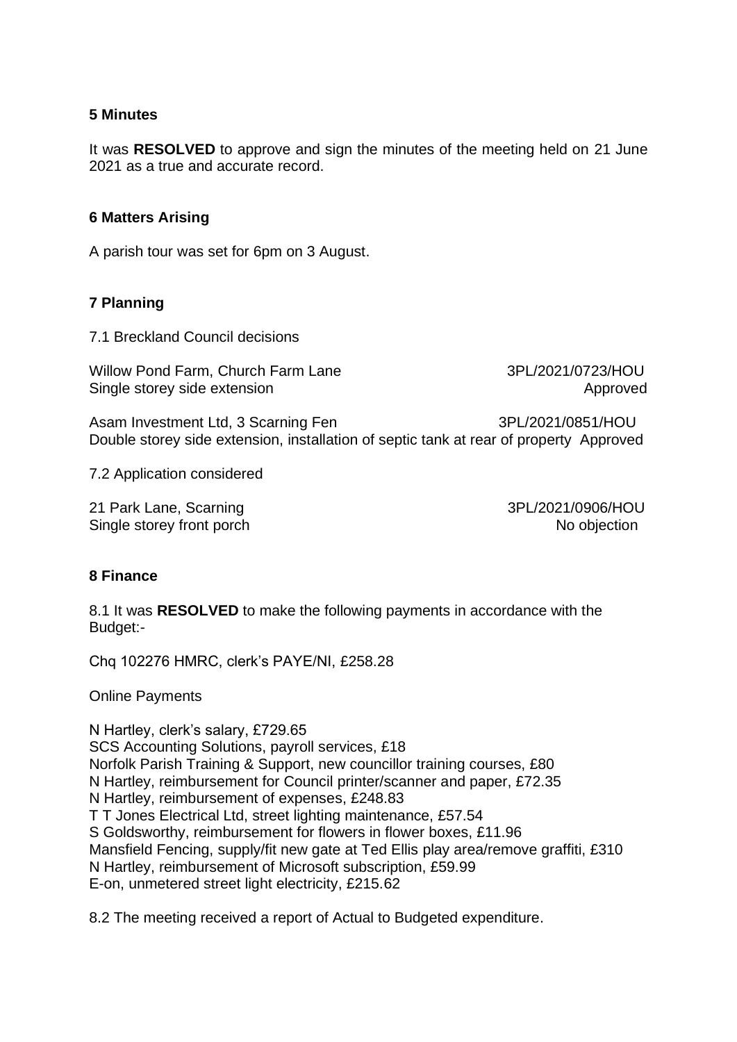## 5 Minutes

It was **RESOLVED** to approve and sign the minutes of the meeting held on 21 June 2021 as a true and accurate record.

## 6 Matters Arising

A parish tour was set for 6pm on 3 August.

## 7 Planning

7.1 Breckland Council decisions

| | |
|---|---|
| Willow Pond Farm, Church Farm Lane | 3PL/2021/0723/HOU |
| Single storey side extension | Approved |
| Asam Investment Ltd, 3 Scarning Fen | 3PL/2021/0851/HOU |
| Double storey side extension, installation of septic tank at rear of property | Approved |

7.2 Application considered

| | |
|---|---|
| 21 Park Lane, Scarning | 3PL/2021/0906/HOU |
| Single storey front porch | No objection |

## 8 Finance

8.1 It was **RESOLVED** to make the following payments in accordance with the Budget:-

Chq 102276 HMRC, clerk's PAYE/NI, £258.28

Online Payments

N Hartley, clerk's salary, £729.65
SCS Accounting Solutions, payroll services, £18
Norfolk Parish Training & Support, new councillor training courses, £80
N Hartley, reimbursement for Council printer/scanner and paper, £72.35
N Hartley, reimbursement of expenses, £248.83
T T Jones Electrical Ltd, street lighting maintenance, £57.54
S Goldsworthy, reimbursement for flowers in flower boxes, £11.96
Mansfield Fencing, supply/fit new gate at Ted Ellis play area/remove graffiti, £310
N Hartley, reimbursement of Microsoft subscription, £59.99
E-on, unmetered street light electricity, £215.62

8.2 The meeting received a report of Actual to Budgeted expenditure.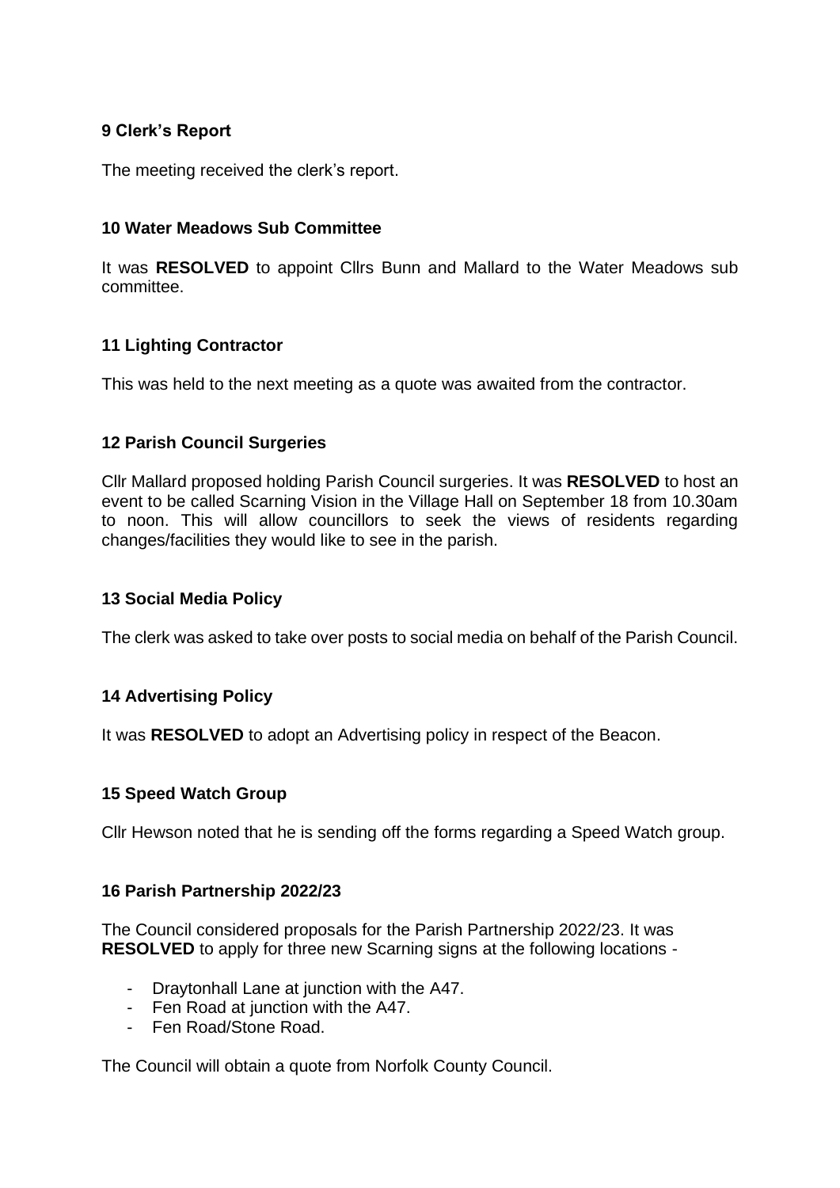**9 Clerk's Report**

The meeting received the clerk's report.

**10 Water Meadows Sub Committee**

It was **RESOLVED** to appoint Cllrs Bunn and Mallard to the Water Meadows sub committee.

**11 Lighting Contractor**

This was held to the next meeting as a quote was awaited from the contractor.

**12 Parish Council Surgeries**

Cllr Mallard proposed holding Parish Council surgeries. It was **RESOLVED** to host an event to be called Scarning Vision in the Village Hall on September 18 from 10.30am to noon. This will allow councillors to seek the views of residents regarding changes/facilities they would like to see in the parish.

**13 Social Media Policy**

The clerk was asked to take over posts to social media on behalf of the Parish Council.

**14 Advertising Policy**

It was **RESOLVED** to adopt an Advertising policy in respect of the Beacon.

**15 Speed Watch Group**

Cllr Hewson noted that he is sending off the forms regarding a Speed Watch group.

**16 Parish Partnership 2022/23**

The Council considered proposals for the Parish Partnership 2022/23. It was **RESOLVED** to apply for three new Scarning signs at the following locations -

- Draytonhall Lane at junction with the A47.
- Fen Road at junction with the A47.
- Fen Road/Stone Road.

The Council will obtain a quote from Norfolk County Council.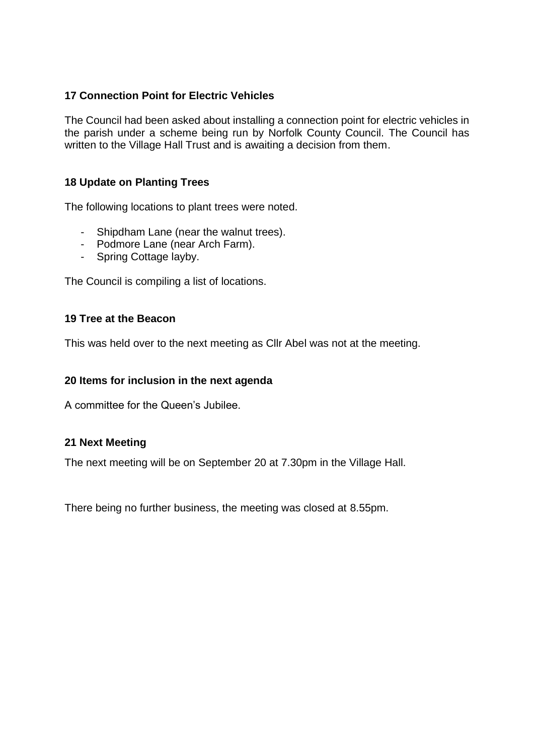### 17 Connection Point for Electric Vehicles

The Council had been asked about installing a connection point for electric vehicles in the parish under a scheme being run by Norfolk County Council. The Council has written to the Village Hall Trust and is awaiting a decision from them.

### 18 Update on Planting Trees

The following locations to plant trees were noted.

- Shipdham Lane (near the walnut trees).
- Podmore Lane (near Arch Farm).
- Spring Cottage layby.

The Council is compiling a list of locations.

### 19 Tree at the Beacon

This was held over to the next meeting as Cllr Abel was not at the meeting.

### 20 Items for inclusion in the next agenda

A committee for the Queen's Jubilee.

### 21 Next Meeting

The next meeting will be on September 20 at 7.30pm in the Village Hall.

There being no further business, the meeting was closed at 8.55pm.